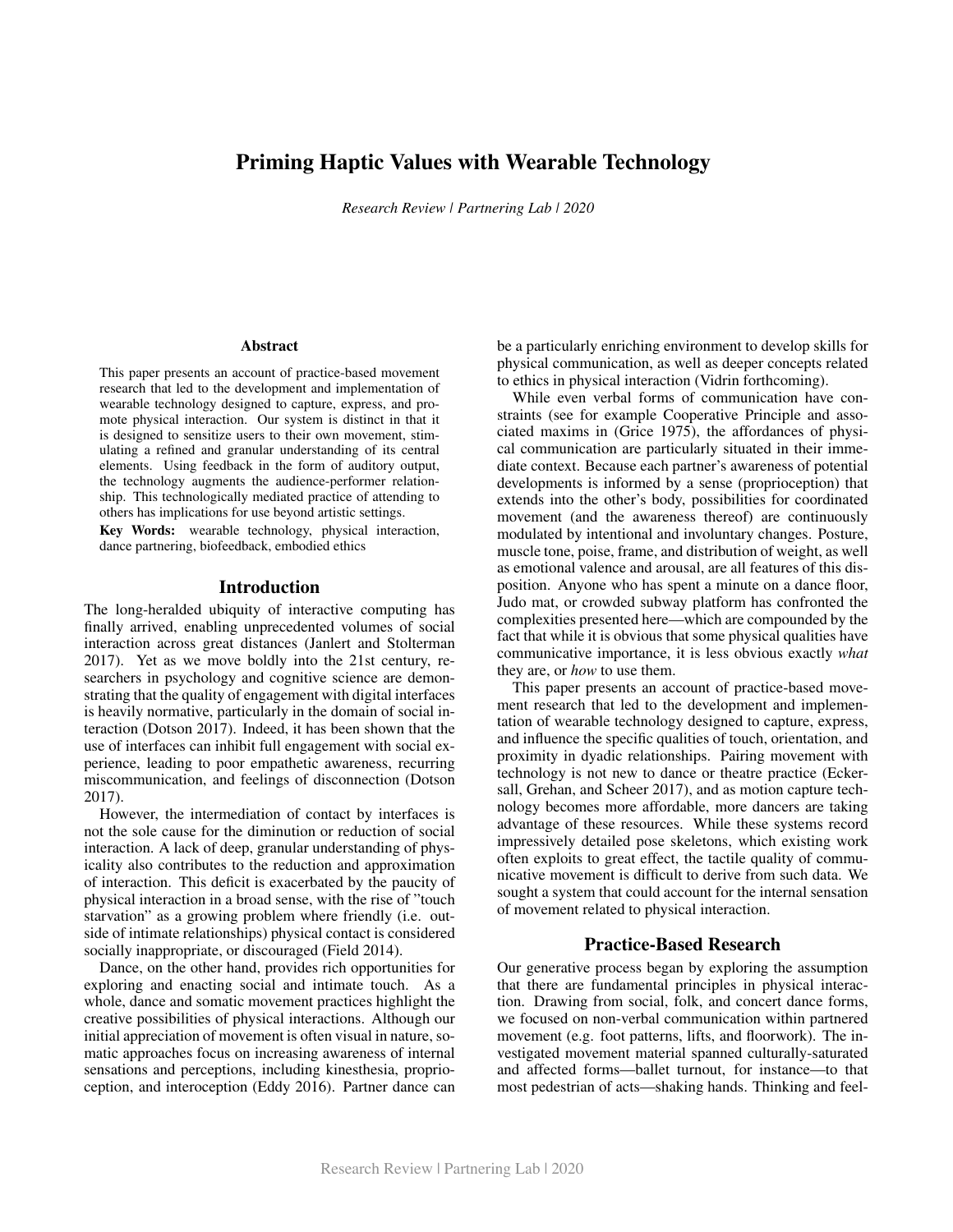# Priming Haptic Values with Wearable Technology

*Research Review | Partnering Lab | 2020*

## Abstract

This paper presents an account of practice-based movement research that led to the development and implementation of wearable technology designed to capture, express, and promote physical interaction. Our system is distinct in that it is designed to sensitize users to their own movement, stimulating a refined and granular understanding of its central elements. Using feedback in the form of auditory output, the technology augments the audience-performer relationship. This technologically mediated practice of attending to others has implications for use beyond artistic settings.

**Key Words:** wearable technology, physical interaction, dance partnering, biofeedback, embodied ethics

## Introduction

The long-heralded ubiquity of interactive computing has finally arrived, enabling unprecedented volumes of social interaction across great distances (Janlert and Stolterman 2017). Yet as we move boldly into the 21st century, researchers in psychology and cognitive science are demonstrating that the quality of engagement with digital interfaces is heavily normative, particularly in the domain of social interaction (Dotson 2017). Indeed, it has been shown that the use of interfaces can inhibit full engagement with social experience, leading to poor empathetic awareness, recurring miscommunication, and feelings of disconnection (Dotson 2017).

However, the intermediation of contact by interfaces is not the sole cause for the diminution or reduction of social interaction. A lack of deep, granular understanding of physicality also contributes to the reduction and approximation of interaction. This deficit is exacerbated by the paucity of physical interaction in a broad sense, with the rise of "touch starvation" as a growing problem where friendly (i.e. outside of intimate relationships) physical contact is considered socially inappropriate, or discouraged (Field 2014).

Dance, on the other hand, provides rich opportunities for exploring and enacting social and intimate touch. As a whole, dance and somatic movement practices highlight the creative possibilities of physical interactions. Although our initial appreciation of movement is often visual in nature, somatic approaches focus on increasing awareness of internal sensations and perceptions, including kinesthesia, proprioception, and interoception (Eddy 2016). Partner dance can be a particularly enriching environment to develop skills for physical communication, as well as deeper concepts related to ethics in physical interaction (Vidrin forthcoming).

While even verbal forms of communication have constraints (see for example Cooperative Principle and associated maxims in (Grice 1975), the affordances of physical communication are particularly situated in their immediate context. Because each partner's awareness of potential developments is informed by a sense (proprioception) that extends into the other's body, possibilities for coordinated movement (and the awareness thereof) are continuously modulated by intentional and involuntary changes. Posture, muscle tone, poise, frame, and distribution of weight, as well as emotional valence and arousal, are all features of this disposition. Anyone who has spent a minute on a dance floor, Judo mat, or crowded subway platform has confronted the complexities presented here—which are compounded by the fact that while it is obvious that some physical qualities have communicative importance, it is less obvious exactly *what* they are, or *how* to use them.

This paper presents an account of practice-based movement research that led to the development and implementation of wearable technology designed to capture, express, and influence the specific qualities of touch, orientation, and proximity in dyadic relationships. Pairing movement with technology is not new to dance or theatre practice (Eckersall, Grehan, and Scheer 2017), and as motion capture technology becomes more affordable, more dancers are taking advantage of these resources. While these systems record impressively detailed pose skeletons, which existing work often exploits to great effect, the tactile quality of communicative movement is difficult to derive from such data. We sought a system that could account for the internal sensation of movement related to physical interaction.

## Practice-Based Research

Our generative process began by exploring the assumption that there are fundamental principles in physical interaction. Drawing from social, folk, and concert dance forms, we focused on non-verbal communication within partnered movement (e.g. foot patterns, lifts, and floorwork). The investigated movement material spanned culturally-saturated and affected forms—ballet turnout, for instance—to that most pedestrian of acts—shaking hands. Thinking and feel-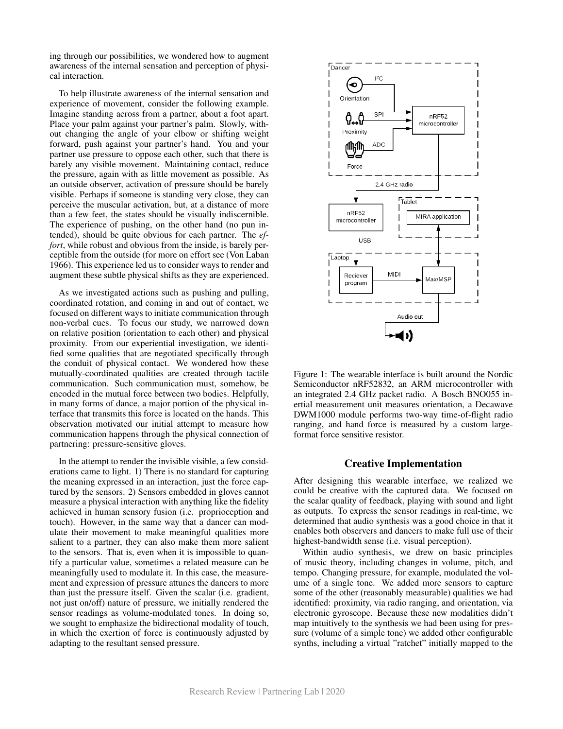ing through our possibilities, we wondered how to augment awareness of the internal sensation and perception of physical interaction.

To help illustrate awareness of the internal sensation and experience of movement, consider the following example. Imagine standing across from a partner, about a foot apart. Place your palm against your partner's palm. Slowly, without changing the angle of your elbow or shifting weight forward, push against your partner's hand. You and your partner use pressure to oppose each other, such that there is barely any visible movement. Maintaining contact, reduce the pressure, again with as little movement as possible. As an outside observer, activation of pressure should be barely visible. Perhaps if someone is standing very close, they can perceive the muscular activation, but, at a distance of more than a few feet, the states should be visually indiscernible. The experience of pushing, on the other hand (no pun intended), should be quite obvious for each partner. The *effort*, while robust and obvious from the inside, is barely perceptible from the outside (for more on effort see (Von Laban 1966). This experience led us to consider ways to render and augment these subtle physical shifts as they are experienced.

As we investigated actions such as pushing and pulling, coordinated rotation, and coming in and out of contact, we focused on different ways to initiate communication through non-verbal cues. To focus our study, we narrowed down on relative position (orientation to each other) and physical proximity. From our experiential investigation, we identified some qualities that are negotiated specifically through the conduit of physical contact. We wondered how these mutually-coordinated qualities are created through tactile communication. Such communication must, somehow, be encoded in the mutual force between two bodies. Helpfully, in many forms of dance, a major portion of the physical interface that transmits this force is located on the hands. This observation motivated our initial attempt to measure how communication happens through the physical connection of partnering: pressure-sensitive gloves.

In the attempt to render the invisible visible, a few considerations came to light. 1) There is no standard for capturing the meaning expressed in an interaction, just the force captured by the sensors. 2) Sensors embedded in gloves cannot measure a physical interaction with anything like the fidelity achieved in human sensory fusion (i.e. proprioception and touch). However, in the same way that a dancer can modulate their movement to make meaningful qualities more salient to a partner, they can also make them more salient to the sensors. That is, even when it is impossible to quantify a particular value, sometimes a related measure can be meaningfully used to modulate it. In this case, the measurement and expression of pressure attunes the dancers to more than just the pressure itself. Given the scalar (i.e. gradient, not just on/off) nature of pressure, we initially rendered the sensor readings as volume-modulated tones. In doing so, we sought to emphasize the bidirectional modality of touch, in which the exertion of force is continuously adjusted by adapting to the resultant sensed pressure.

Figure 1: The wearable interface is built around the Nordic Semiconductor nRF52832, an ARM microcontroller with an integrated 2.4 GHz packet radio. A Bosch BNO055 inertial measurement unit measures orientation, a Decawave DWM1000 module performs two-way time-of-flight radio ranging, and hand force is measured by a custom large-format force sensitive resistor.

## Creative Implementation

After designing this wearable interface, we realized we could be creative with the captured data. We focused on the scalar quality of feedback, playing with sound and light as outputs. To express the sensor readings in real-time, we determined that audio synthesis was a good choice in that it enables both observers and dancers to make full use of their highest-bandwidth sense (i.e. visual perception).

Within audio synthesis, we drew on basic principles of music theory, including changes in volume, pitch, and tempo. Changing pressure, for example, modulated the volume of a single tone. We added more sensors to capture some of the other (reasonably measurable) qualities we had identified: proximity, via radio ranging, and orientation, via electronic gyroscope. Because these new modalities didn't map intuitively to the synthesis we had been using for pressure (volume of a simple tone) we added other configurable synths, including a virtual "ratchet" initially mapped to the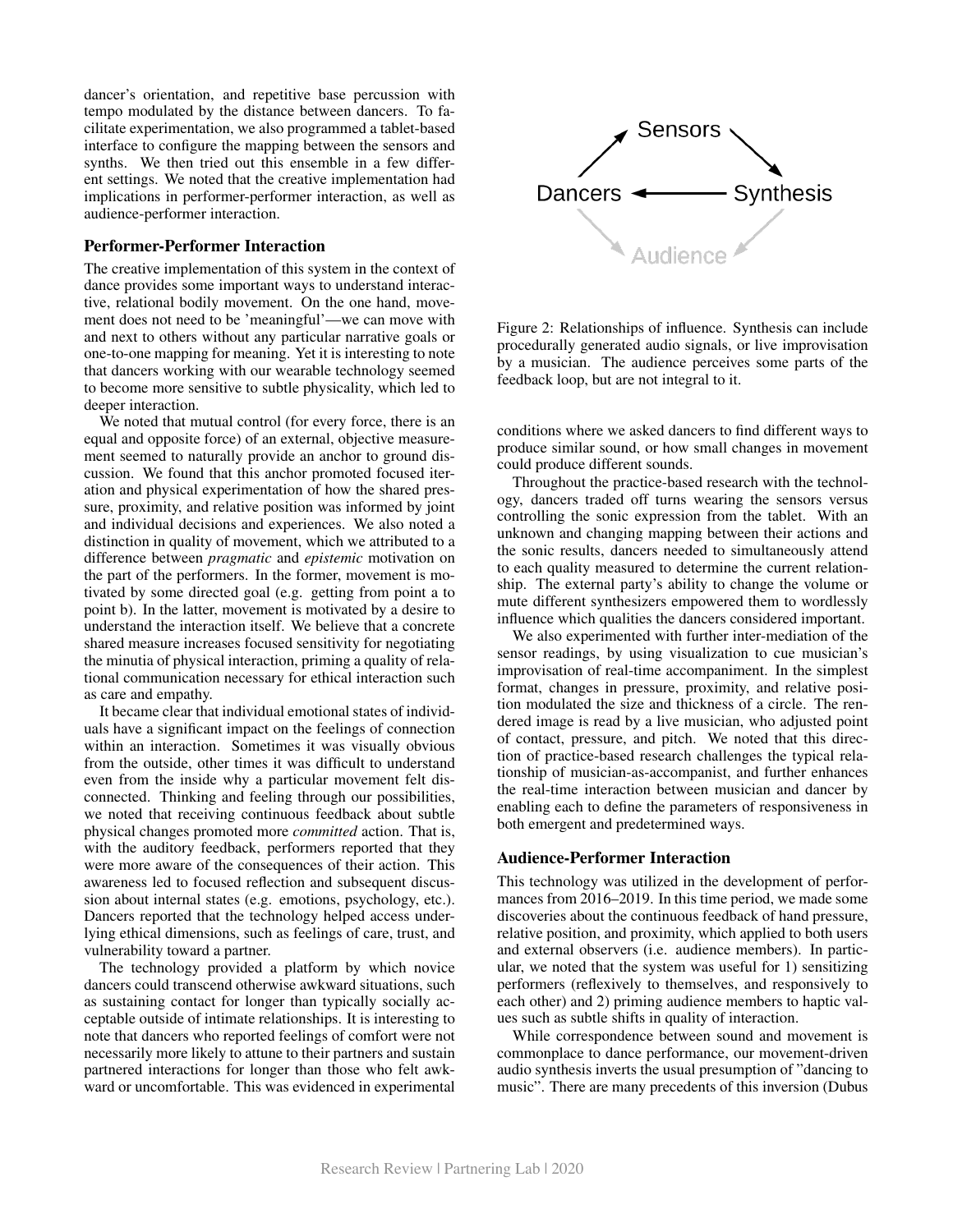dancer's orientation, and repetitive base percussion with tempo modulated by the distance between dancers. To facilitate experimentation, we also programmed a tablet-based interface to configure the mapping between the sensors and synths. We then tried out this ensemble in a few different settings. We noted that the creative implementation had implications in performer-performer interaction, as well as audience-performer interaction.

### Performer-Performer Interaction

The creative implementation of this system in the context of dance provides some important ways to understand interactive, relational bodily movement. On the one hand, movement does not need to be 'meaningful'—we can move with and next to others without any particular narrative goals or one-to-one mapping for meaning. Yet it is interesting to note that dancers working with our wearable technology seemed to become more sensitive to subtle physicality, which led to deeper interaction.

We noted that mutual control (for every force, there is an equal and opposite force) of an external, objective measurement seemed to naturally provide an anchor to ground discussion. We found that this anchor promoted focused iteration and physical experimentation of how the shared pressure, proximity, and relative position was informed by joint and individual decisions and experiences. We also noted a distinction in quality of movement, which we attributed to a difference between *pragmatic* and *epistemic* motivation on the part of the performers. In the former, movement is motivated by some directed goal (e.g. getting from point a to point b). In the latter, movement is motivated by a desire to understand the interaction itself. We believe that a concrete shared measure increases focused sensitivity for negotiating the minutia of physical interaction, priming a quality of relational communication necessary for ethical interaction such as care and empathy.

It became clear that individual emotional states of individuals have a significant impact on the feelings of connection within an interaction. Sometimes it was visually obvious from the outside, other times it was difficult to understand even from the inside why a particular movement felt disconnected. Thinking and feeling through our possibilities, we noted that receiving continuous feedback about subtle physical changes promoted more *committed* action. That is, with the auditory feedback, performers reported that they were more aware of the consequences of their action. This awareness led to focused reflection and subsequent discussion about internal states (e.g. emotions, psychology, etc.). Dancers reported that the technology helped access underlying ethical dimensions, such as feelings of care, trust, and vulnerability toward a partner.

The technology provided a platform by which novice dancers could transcend otherwise awkward situations, such as sustaining contact for longer than typically socially acceptable outside of intimate relationships. It is interesting to note that dancers who reported feelings of comfort were not necessarily more likely to attune to their partners and sustain partnered interactions for longer than those who felt awkward or uncomfortable. This was evidenced in experimental conditions where we asked dancers to find different ways to produce similar sound, or how small changes in movement could produce different sounds.

Figure 2: Relationships of influence. Synthesis can include procedurally generated audio signals, or live improvisation by a musician. The audience perceives some parts of the feedback loop, but are not integral to it.

Throughout the practice-based research with the technology, dancers traded off turns wearing the sensors versus controlling the sonic expression from the tablet. With an unknown and changing mapping between their actions and the sonic results, dancers needed to simultaneously attend to each quality measured to determine the current relationship. The external party's ability to change the volume or mute different synthesizers empowered them to wordlessly influence which qualities the dancers considered important.

We also experimented with further inter-mediation of the sensor readings, by using visualization to cue musician's improvisation of real-time accompaniment. In the simplest format, changes in pressure, proximity, and relative position modulated the size and thickness of a circle. The rendered image is read by a live musician, who adjusted point of contact, pressure, and pitch. We noted that this direction of practice-based research challenges the typical relationship of musician-as-accompanist, and further enhances the real-time interaction between musician and dancer by enabling each to define the parameters of responsiveness in both emergent and predetermined ways.

### Audience-Performer Interaction

This technology was utilized in the development of performances from 2016–2019. In this time period, we made some discoveries about the continuous feedback of hand pressure, relative position, and proximity, which applied to both users and external observers (i.e. audience members). In particular, we noted that the system was useful for 1) sensitizing performers (reflexively to themselves, and responsively to each other) and 2) priming audience members to haptic values such as subtle shifts in quality of interaction.

While correspondence between sound and movement is commonplace to dance performance, our movement-driven audio synthesis inverts the usual presumption of "dancing to music". There are many precedents of this inversion (Dubus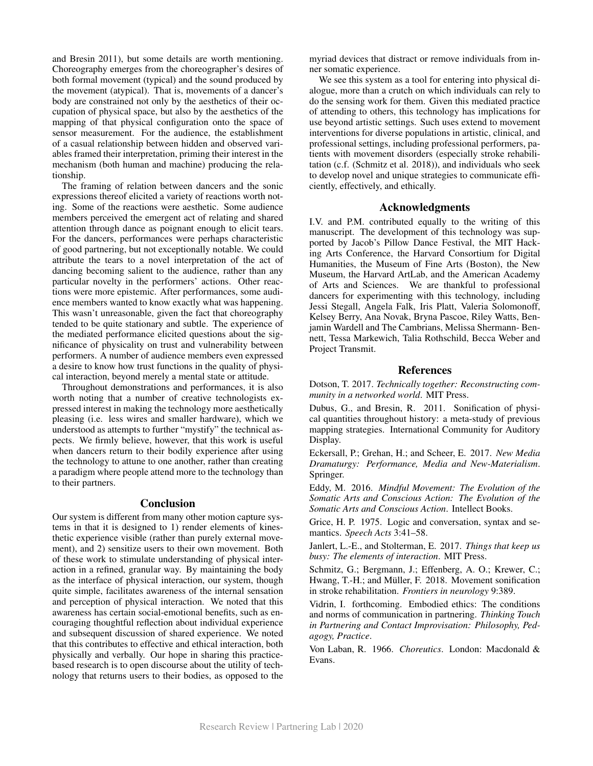and Bresin 2011), but some details are worth mentioning. Choreography emerges from the choreographer's desires of both formal movement (typical) and the sound produced by the movement (atypical). That is, movements of a dancer's body are constrained not only by the aesthetics of their occupation of physical space, but also by the aesthetics of the mapping of that physical configuration onto the space of sensor measurement. For the audience, the establishment of a casual relationship between hidden and observed variables framed their interpretation, priming their interest in the mechanism (both human and machine) producing the relationship.

The framing of relation between dancers and the sonic expressions thereof elicited a variety of reactions worth noting. Some of the reactions were aesthetic. Some audience members perceived the emergent act of relating and shared attention through dance as poignant enough to elicit tears. For the dancers, performances were perhaps characteristic of good partnering, but not exceptionally notable. We could attribute the tears to a novel interpretation of the act of dancing becoming salient to the audience, rather than any particular novelty in the performers' actions. Other reactions were more epistemic. After performances, some audience members wanted to know exactly what was happening. This wasn't unreasonable, given the fact that choreography tended to be quite stationary and subtle. The experience of the mediated performance elicited questions about the significance of physicality on trust and vulnerability between performers. A number of audience members even expressed a desire to know how trust functions in the quality of physical interaction, beyond merely a mental state or attitude.

Throughout demonstrations and performances, it is also worth noting that a number of creative technologists expressed interest in making the technology more aesthetically pleasing (i.e. less wires and smaller hardware), which we understood as attempts to further "mystify" the technical aspects. We firmly believe, however, that this work is useful when dancers return to their bodily experience after using the technology to attune to one another, rather than creating a paradigm where people attend more to the technology than to their partners.

## Conclusion

Our system is different from many other motion capture systems in that it is designed to 1) render elements of kinesthetic experience visible (rather than purely external movement), and 2) sensitize users to their own movement. Both of these work to stimulate understanding of physical interaction in a refined, granular way. By maintaining the body as the interface of physical interaction, our system, though quite simple, facilitates awareness of the internal sensation and perception of physical interaction. We noted that this awareness has certain social-emotional benefits, such as encouraging thoughtful reflection about individual experience and subsequent discussion of shared experience. We noted that this contributes to effective and ethical interaction, both physically and verbally. Our hope in sharing this practice-based research is to open discourse about the utility of technology that returns users to their bodies, as opposed to the myriad devices that distract or remove individuals from inner somatic experience.

We see this system as a tool for entering into physical dialogue, more than a crutch on which individuals can rely to do the sensing work for them. Given this mediated practice of attending to others, this technology has implications for use beyond artistic settings. Such uses extend to movement interventions for diverse populations in artistic, clinical, and professional settings, including professional performers, patients with movement disorders (especially stroke rehabilitation (c.f. (Schmitz et al. 2018)), and individuals who seek to develop novel and unique strategies to communicate efficiently, effectively, and ethically.

## Acknowledgments

I.V. and P.M. contributed equally to the writing of this manuscript. The development of this technology was supported by Jacob's Pillow Dance Festival, the MIT Hacking Arts Conference, the Harvard Consortium for Digital Humanities, the Museum of Fine Arts (Boston), the New Museum, the Harvard ArtLab, and the American Academy of Arts and Sciences. We are thankful to professional dancers for experimenting with this technology, including Jessi Stegall, Angela Falk, Iris Platt, Valeria Solomonoff, Kelsey Berry, Ana Novak, Bryna Pascoe, Riley Watts, Benjamin Wardell and The Cambrians, Melissa Shermann- Bennett, Tessa Markewich, Talia Rothschild, Becca Weber and Project Transmit.

## References

Dotson, T. 2017. *Technically together: Reconstructing community in a networked world*. MIT Press.

Dubus, G., and Bresin, R. 2011. Sonification of physical quantities throughout history: a meta-study of previous mapping strategies. International Community for Auditory Display.

Eckersall, P.; Grehan, H.; and Scheer, E. 2017. *New Media Dramaturgy: Performance, Media and New-Materialism*. Springer.

Eddy, M. 2016. *Mindful Movement: The Evolution of the Somatic Arts and Conscious Action: The Evolution of the Somatic Arts and Conscious Action*. Intellect Books.

Grice, H. P. 1975. Logic and conversation, syntax and semantics. *Speech Acts* 3:41–58.

Janlert, L.-E., and Stolterman, E. 2017. *Things that keep us busy: The elements of interaction*. MIT Press.

Schmitz, G.; Bergmann, J.; Effenberg, A. O.; Krewer, C.; Hwang, T.-H.; and Müller, F. 2018. Movement sonification in stroke rehabilitation. *Frontiers in neurology* 9:389.

Vidrin, I. forthcoming. Embodied ethics: The conditions and norms of communication in partnering. *Thinking Touch in Partnering and Contact Improvisation: Philosophy, Pedagogy, Practice*.

Von Laban, R. 1966. *Choreutics*. London: Macdonald & Evans.